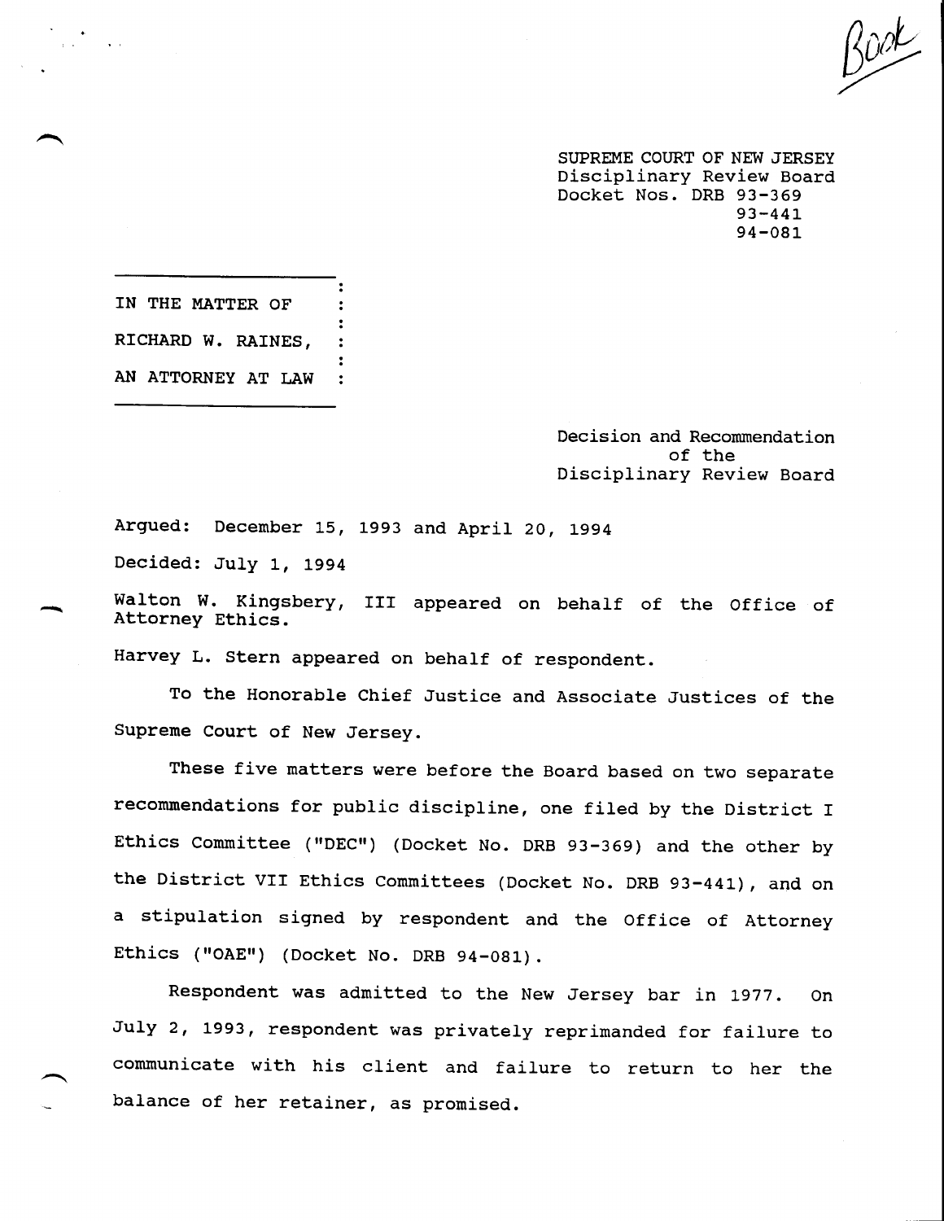SUPREME COURT OF NEW JERSEY
Disciplinary Review Board
Docket Nos. DRB 93-369
93-441
94-081

IN THE MATTER OF

RICHARD W. RAINES,

AN ATTORNEY AT LAW

Decision and Recommendation
of the
Disciplinary Review Board

Argued: December 15, 1993 and April 20, 1994

Decided: July 1, 1994

Walton W. Kingsbery, III appeared on behalf of the Office of Attorney Ethics.

Harvey L. Stern appeared on behalf of respondent.

To the Honorable Chief Justice and Associate Justices of the Supreme Court of New Jersey.

These five matters were before the Board based on two separate recommendations for public discipline, one filed by the District I Ethics Committee ("DEC") (Docket No. DRB 93-369) and the other by the District VII Ethics Committees (Docket No. DRB 93-441), and on a stipulation signed by respondent and the Office of Attorney Ethics ("OAE") (Docket No. DRB 94-081).

Respondent was admitted to the New Jersey bar in 1977. On July 2, 1993, respondent was privately reprimanded for failure to communicate with his client and failure to return to her the balance of her retainer, as promised.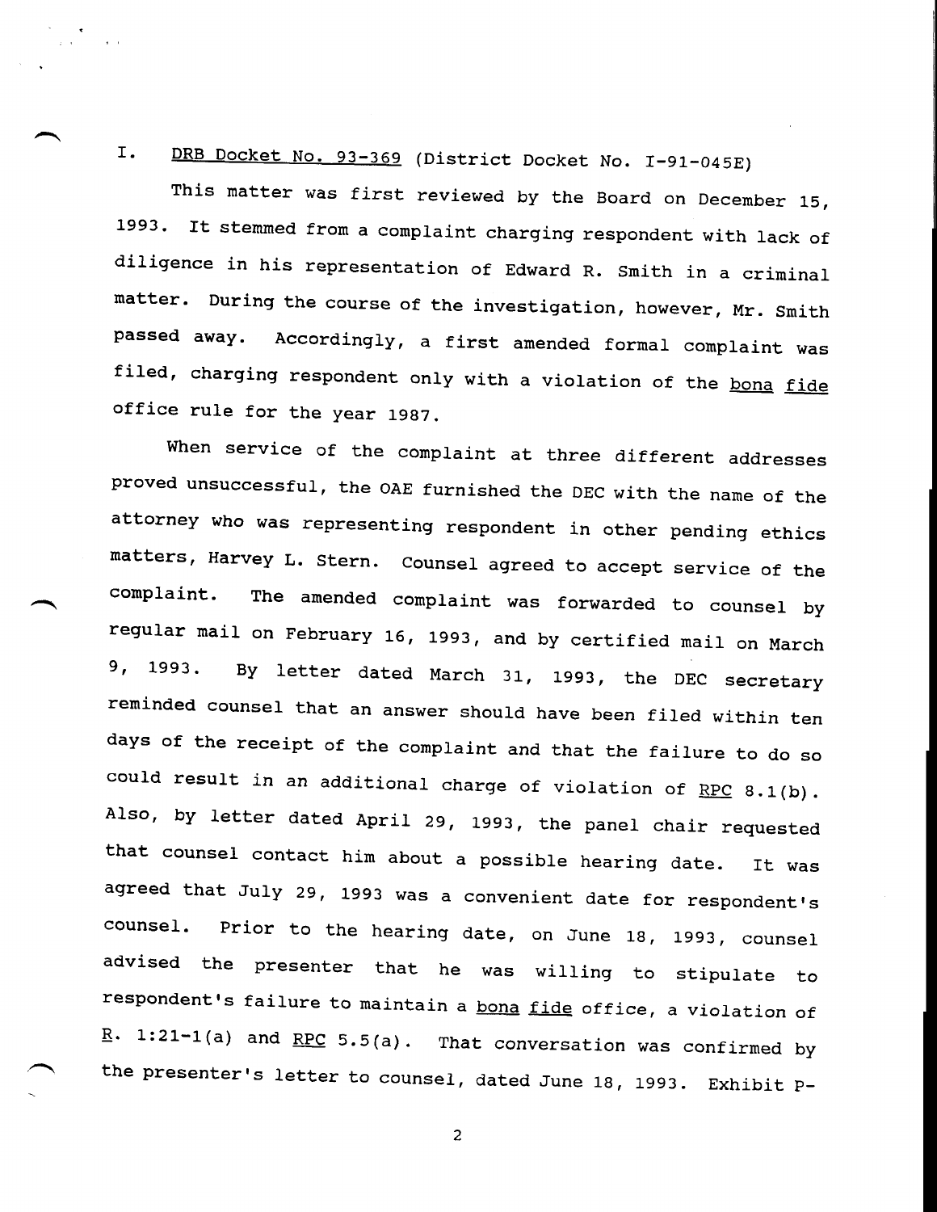I. <u>DRB Docket No. 93-369</u> (District Docket No. I-91-045E)

This matter was first reviewed by the Board on December 15, 1993. It stemmed from a complaint charging respondent with lack of diligence in his representation of Edward R. Smith in a criminal matter. During the course of the investigation, however, Mr. Smith passed away. Accordingly, a first amended formal complaint was filed, charging respondent only with a violation of the <u>bona fide</u> office rule for the year 1987.

When service of the complaint at three different addresses proved unsuccessful, the OAE furnished the DEC with the name of the attorney who was representing respondent in other pending ethics matters, Harvey L. Stern. Counsel agreed to accept service of the complaint. The amended complaint was forwarded to counsel by regular mail on February 16, 1993, and by certified mail on March 9, 1993. By letter dated March 31, 1993, the DEC secretary reminded counsel that an answer should have been filed within ten days of the receipt of the complaint and that the failure to do so could result in an additional charge of violation of <u>RPC</u> 8.1(b). Also, by letter dated April 29, 1993, the panel chair requested that counsel contact him about a possible hearing date. It was agreed that July 29, 1993 was a convenient date for respondent's counsel. Prior to the hearing date, on June 18, 1993, counsel advised the presenter that he was willing to stipulate to respondent's failure to maintain a <u>bona fide</u> office, a violation of <u>R</u>. 1:21-1(a) and <u>RPC</u> 5.5(a). That conversation was confirmed by the presenter's letter to counsel, dated June 18, 1993. Exhibit P-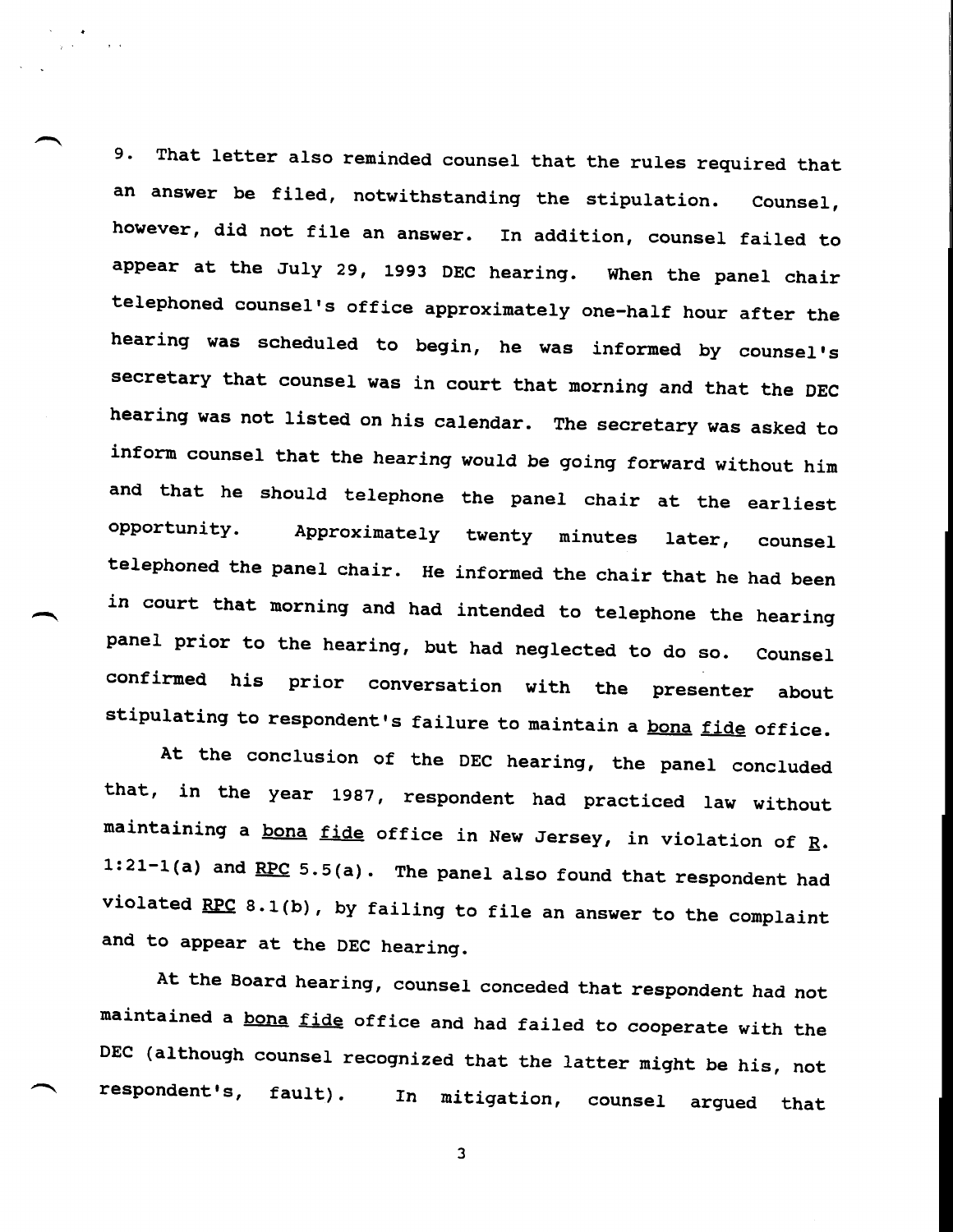9. That letter also reminded counsel that the rules required that an answer be filed, notwithstanding the stipulation. Counsel, however, did not file an answer. In addition, counsel failed to appear at the July 29, 1993 DEC hearing. When the panel chair telephoned counsel's office approximately one-half hour after the hearing was scheduled to begin, he was informed by counsel's secretary that counsel was in court that morning and that the DEC hearing was not listed on his calendar. The secretary was asked to inform counsel that the hearing would be going forward without him and that he should telephone the panel chair at the earliest opportunity. Approximately twenty minutes later, counsel telephoned the panel chair. He informed the chair that he had been in court that morning and had intended to telephone the hearing panel prior to the hearing, but had neglected to do so. Counsel confirmed his prior conversation with the presenter about stipulating to respondent's failure to maintain a <u>bona fide</u> office.

At the conclusion of the DEC hearing, the panel concluded that, in the year 1987, respondent had practiced law without maintaining a <u>bona fide</u> office in New Jersey, in violation of <u>R.</u> 1:21-1(a) and <u>RPC</u> 5.5(a). The panel also found that respondent had violated <u>RPC</u> 8.1(b), by failing to file an answer to the complaint and to appear at the DEC hearing.

At the Board hearing, counsel conceded that respondent had not maintained a <u>bona fide</u> office and had failed to cooperate with the DEC (although counsel recognized that the latter might be his, not respondent's, fault). In mitigation, counsel argued that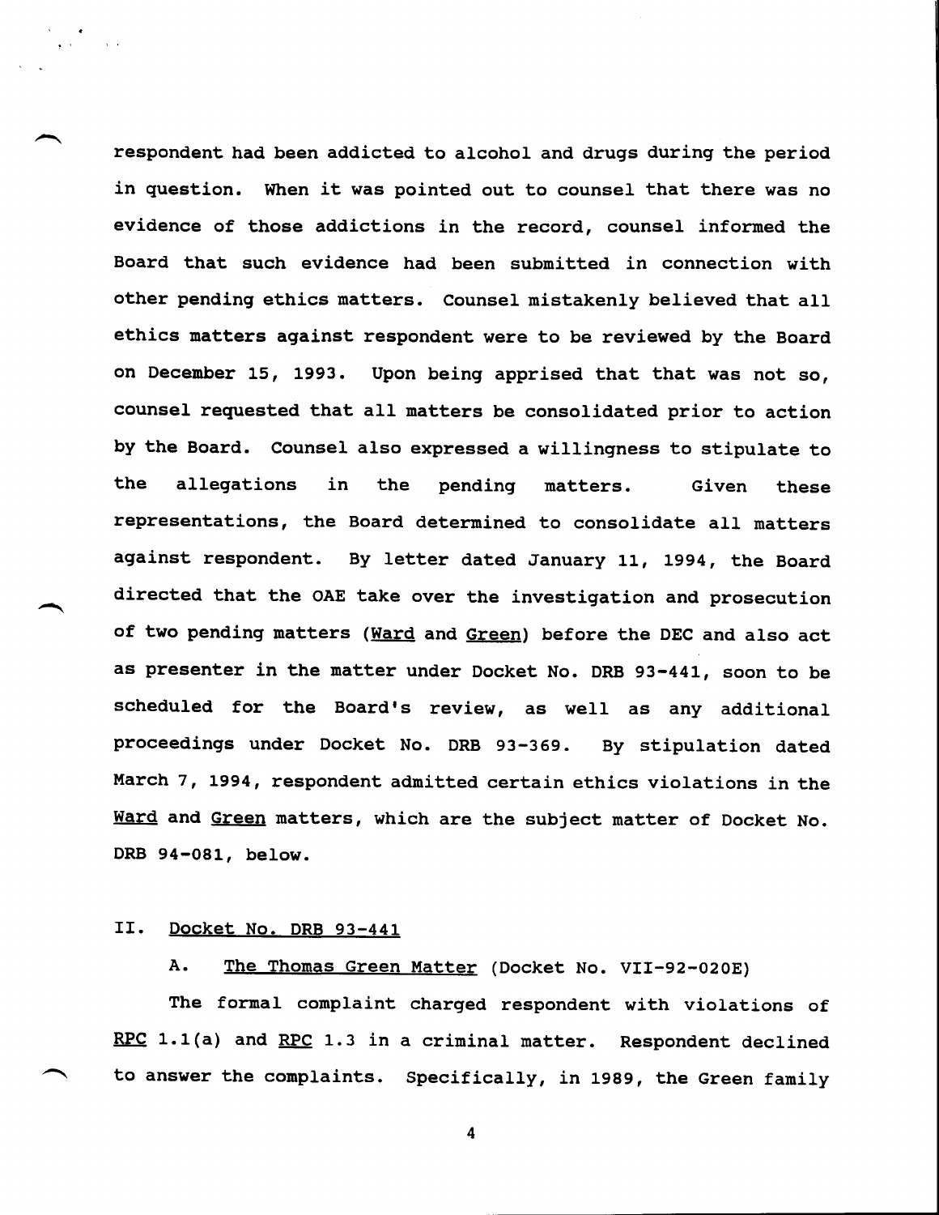respondent had been addicted to alcohol and drugs during the period in question. When it was pointed out to counsel that there was no evidence of those addictions in the record, counsel informed the Board that such evidence had been submitted in connection with other pending ethics matters. Counsel mistakenly believed that all ethics matters against respondent were to be reviewed by the Board on December 15, 1993. Upon being apprised that that was not so, counsel requested that all matters be consolidated prior to action by the Board. Counsel also expressed a willingness to stipulate to the allegations in the pending matters. Given these representations, the Board determined to consolidate all matters against respondent. By letter dated January 11, 1994, the Board directed that the OAE take over the investigation and prosecution of two pending matters (Ward and Green) before the DEC and also act as presenter in the matter under Docket No. DRB 93-441, soon to be scheduled for the Board's review, as well as any additional proceedings under Docket No. DRB 93-369. By stipulation dated March 7, 1994, respondent admitted certain ethics violations in the Ward and Green matters, which are the subject matter of Docket No. DRB 94-081, below.

## II. Docket No. DRB 93-441

### A. The Thomas Green Matter (Docket No. VII-92-020E)

The formal complaint charged respondent with violations of RPC 1.1(a) and RPC 1.3 in a criminal matter. Respondent declined to answer the complaints. Specifically, in 1989, the Green family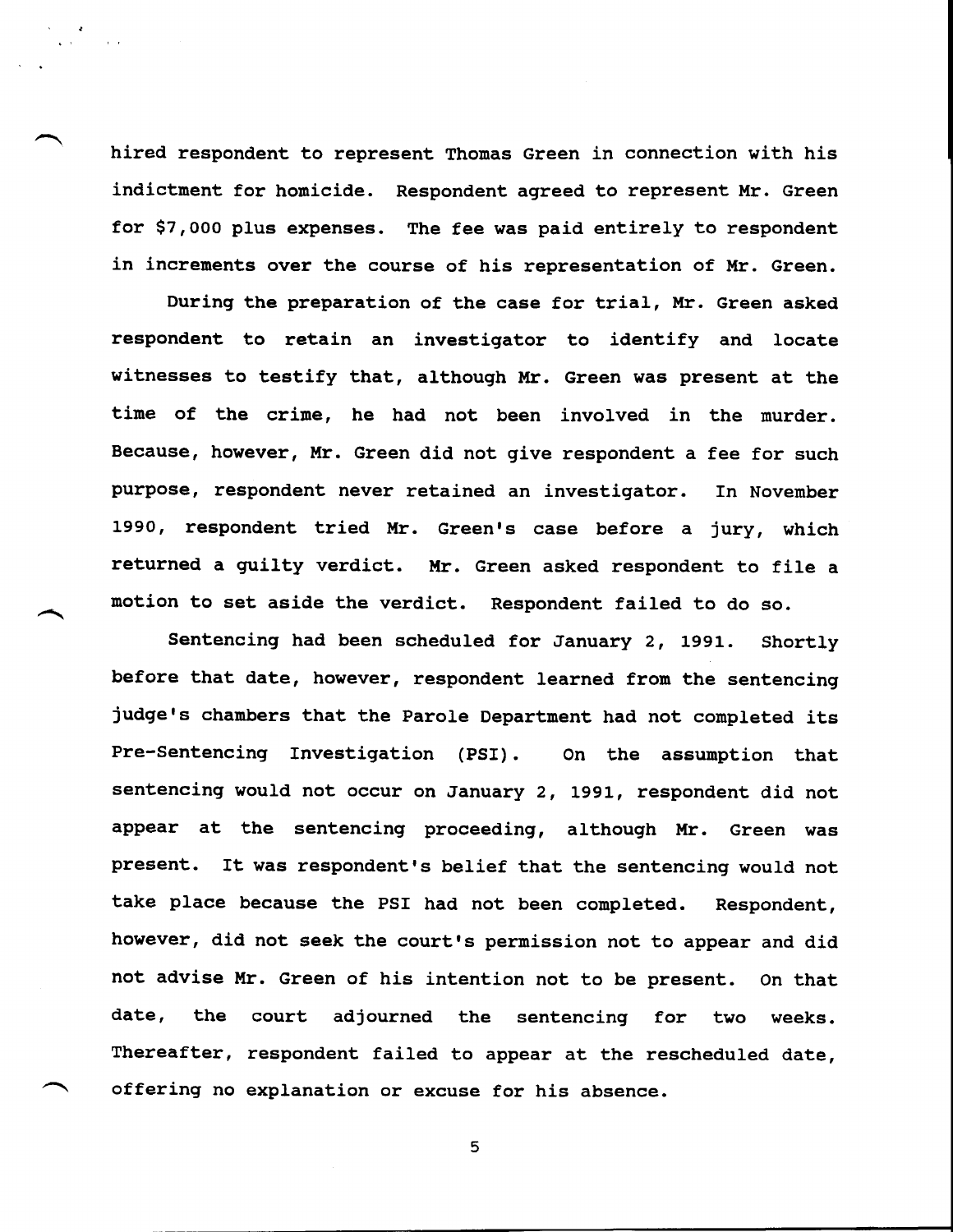hired respondent to represent Thomas Green in connection with his indictment for homicide. Respondent agreed to represent Mr. Green for $7,000 plus expenses. The fee was paid entirely to respondent in increments over the course of his representation of Mr. Green.

During the preparation of the case for trial, Mr. Green asked respondent to retain an investigator to identify and locate witnesses to testify that, although Mr. Green was present at the time of the crime, he had not been involved in the murder. Because, however, Mr. Green did not give respondent a fee for such purpose, respondent never retained an investigator. In November 1990, respondent tried Mr. Green's case before a jury, which returned a guilty verdict. Mr. Green asked respondent to file a motion to set aside the verdict. Respondent failed to do so.

Sentencing had been scheduled for January 2, 1991. Shortly before that date, however, respondent learned from the sentencing judge's chambers that the Parole Department had not completed its Pre-Sentencing Investigation (PSI). On the assumption that sentencing would not occur on January 2, 1991, respondent did not appear at the sentencing proceeding, although Mr. Green was present. It was respondent's belief that the sentencing would not take place because the PSI had not been completed. Respondent, however, did not seek the court's permission not to appear and did not advise Mr. Green of his intention not to be present. On that date, the court adjourned the sentencing for two weeks. Thereafter, respondent failed to appear at the rescheduled date, offering no explanation or excuse for his absence.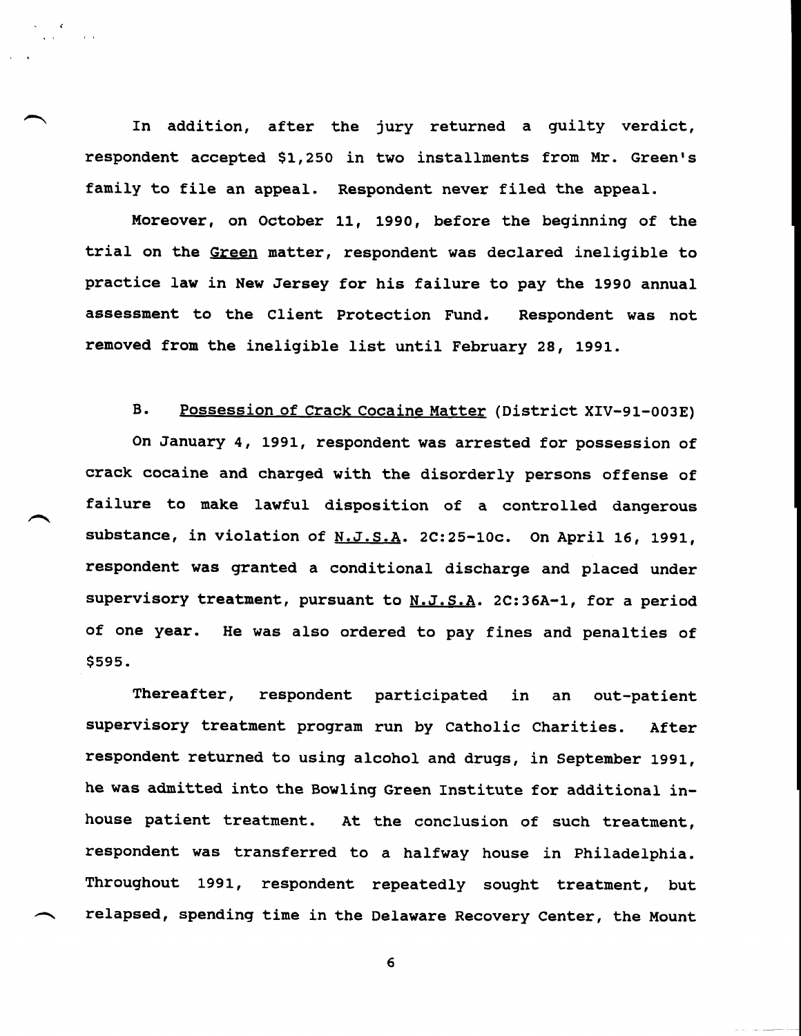In addition, after the jury returned a guilty verdict, respondent accepted $1,250 in two installments from Mr. Green's family to file an appeal. Respondent never filed the appeal.

Moreover, on October 11, 1990, before the beginning of the trial on the Green matter, respondent was declared ineligible to practice law in New Jersey for his failure to pay the 1990 annual assessment to the Client Protection Fund. Respondent was not removed from the ineligible list until February 28, 1991.

B. Possession of Crack Cocaine Matter (District XIV-91-003E)

On January 4, 1991, respondent was arrested for possession of crack cocaine and charged with the disorderly persons offense of failure to make lawful disposition of a controlled dangerous substance, in violation of N.J.S.A. 2C:25-10c. On April 16, 1991, respondent was granted a conditional discharge and placed under supervisory treatment, pursuant to N.J.S.A. 2C:36A-1, for a period of one year. He was also ordered to pay fines and penalties of $595.

Thereafter, respondent participated in an out-patient supervisory treatment program run by Catholic Charities. After respondent returned to using alcohol and drugs, in September 1991, he was admitted into the Bowling Green Institute for additional in-house patient treatment. At the conclusion of such treatment, respondent was transferred to a halfway house in Philadelphia. Throughout 1991, respondent repeatedly sought treatment, but relapsed, spending time in the Delaware Recovery Center, the Mount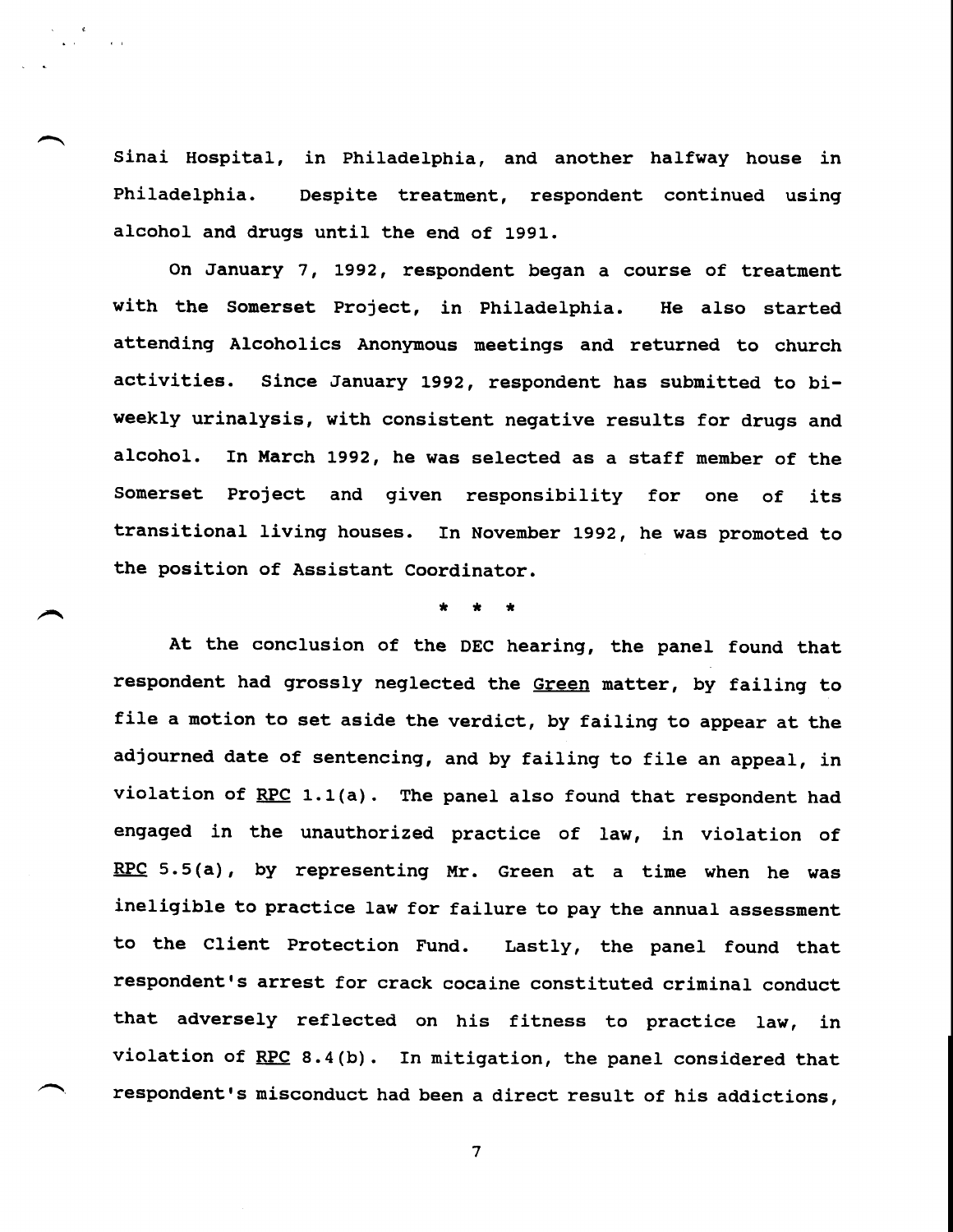Sinai Hospital, in Philadelphia, and another halfway house in Philadelphia. Despite treatment, respondent continued using alcohol and drugs until the end of 1991.

On January 7, 1992, respondent began a course of treatment with the Somerset Project, in Philadelphia. He also started attending Alcoholics Anonymous meetings and returned to church activities. Since January 1992, respondent has submitted to bi-weekly urinalysis, with consistent negative results for drugs and alcohol. In March 1992, he was selected as a staff member of the Somerset Project and given responsibility for one of its transitional living houses. In November 1992, he was promoted to the position of Assistant Coordinator.

\* \* \*

At the conclusion of the DEC hearing, the panel found that respondent had grossly neglected the <u>Green</u> matter, by failing to file a motion to set aside the verdict, by failing to appear at the adjourned date of sentencing, and by failing to file an appeal, in violation of <u>RPC</u> 1.1(a). The panel also found that respondent had engaged in the unauthorized practice of law, in violation of <u>RPC</u> 5.5(a), by representing Mr. Green at a time when he was ineligible to practice law for failure to pay the annual assessment to the Client Protection Fund. Lastly, the panel found that respondent's arrest for crack cocaine constituted criminal conduct that adversely reflected on his fitness to practice law, in violation of <u>RPC</u> 8.4(b). In mitigation, the panel considered that respondent's misconduct had been a direct result of his addictions,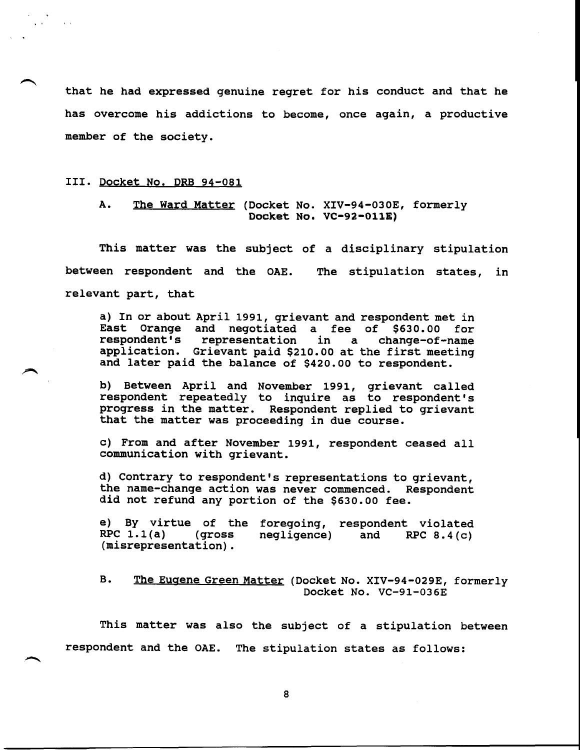that he had expressed genuine regret for his conduct and that he has overcome his addictions to become, once again, a productive member of the society.

## III. Docket No. DRB 94-081

### A. The Ward Matter (Docket No. XIV-94-030E, formerly Docket No. VC-92-011E)

This matter was the subject of a disciplinary stipulation between respondent and the OAE. The stipulation states, in relevant part, that

> a) In or about April 1991, grievant and respondent met in East Orange and negotiated a fee of $630.00 for respondent's representation in a change-of-name application. Grievant paid $210.00 at the first meeting and later paid the balance of $420.00 to respondent.
>
> b) Between April and November 1991, grievant called respondent repeatedly to inquire as to respondent's progress in the matter. Respondent replied to grievant that the matter was proceeding in due course.
>
> c) From and after November 1991, respondent ceased all communication with grievant.
>
> d) Contrary to respondent's representations to grievant, the name-change action was never commenced. Respondent did not refund any portion of the $630.00 fee.
>
> e) By virtue of the foregoing, respondent violated RPC 1.1(a) (gross negligence) and RPC 8.4(c) (misrepresentation).

### B. The Eugene Green Matter (Docket No. XIV-94-029E, formerly Docket No. VC-91-036E

This matter was also the subject of a stipulation between respondent and the OAE. The stipulation states as follows: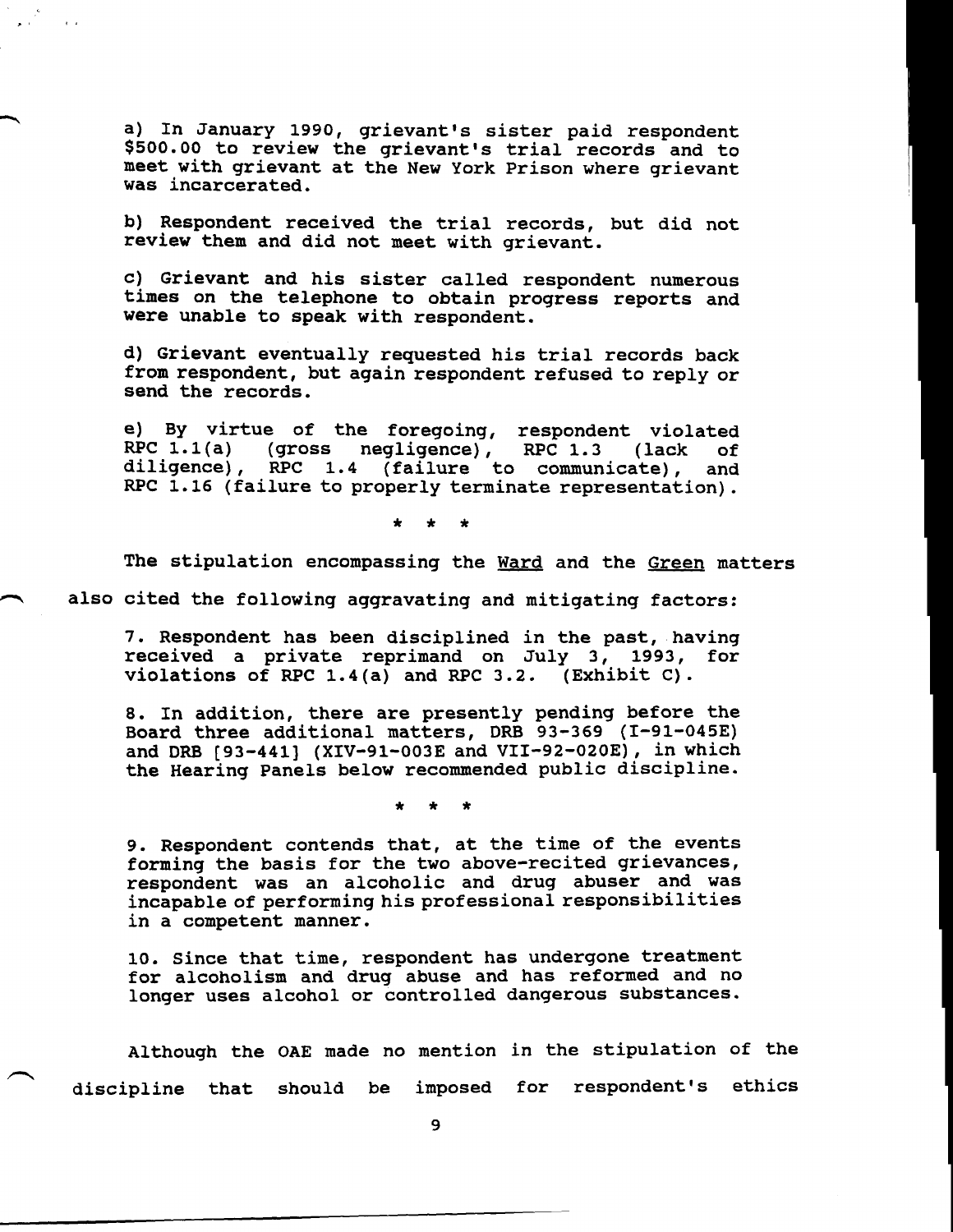a) In January 1990, grievant's sister paid respondent $500.00 to review the grievant's trial records and to meet with grievant at the New York Prison where grievant was incarcerated.

b) Respondent received the trial records, but did not review them and did not meet with grievant.

c) Grievant and his sister called respondent numerous times on the telephone to obtain progress reports and were unable to speak with respondent.

d) Grievant eventually requested his trial records back from respondent, but again respondent refused to reply or send the records.

e) By virtue of the foregoing, respondent violated RPC 1.1(a) (gross negligence), RPC 1.3 (lack of diligence), RPC 1.4 (failure to communicate), and RPC 1.16 (failure to properly terminate representation).

\* \* \*

The stipulation encompassing the Ward and the Green matters also cited the following aggravating and mitigating factors:

7. Respondent has been disciplined in the past, having received a private reprimand on July 3, 1993, for violations of RPC 1.4(a) and RPC 3.2. (Exhibit C).

8. In addition, there are presently pending before the Board three additional matters, DRB 93-369 (I-91-045E) and DRB [93-441] (XIV-91-003E and VII-92-020E), in which the Hearing Panels below recommended public discipline.

\* \* \*

9. Respondent contends that, at the time of the events forming the basis for the two above-recited grievances, respondent was an alcoholic and drug abuser and was incapable of performing his professional responsibilities in a competent manner.

10. Since that time, respondent has undergone treatment for alcoholism and drug abuse and has reformed and no longer uses alcohol or controlled dangerous substances.

Although the OAE made no mention in the stipulation of the discipline that should be imposed for respondent's ethics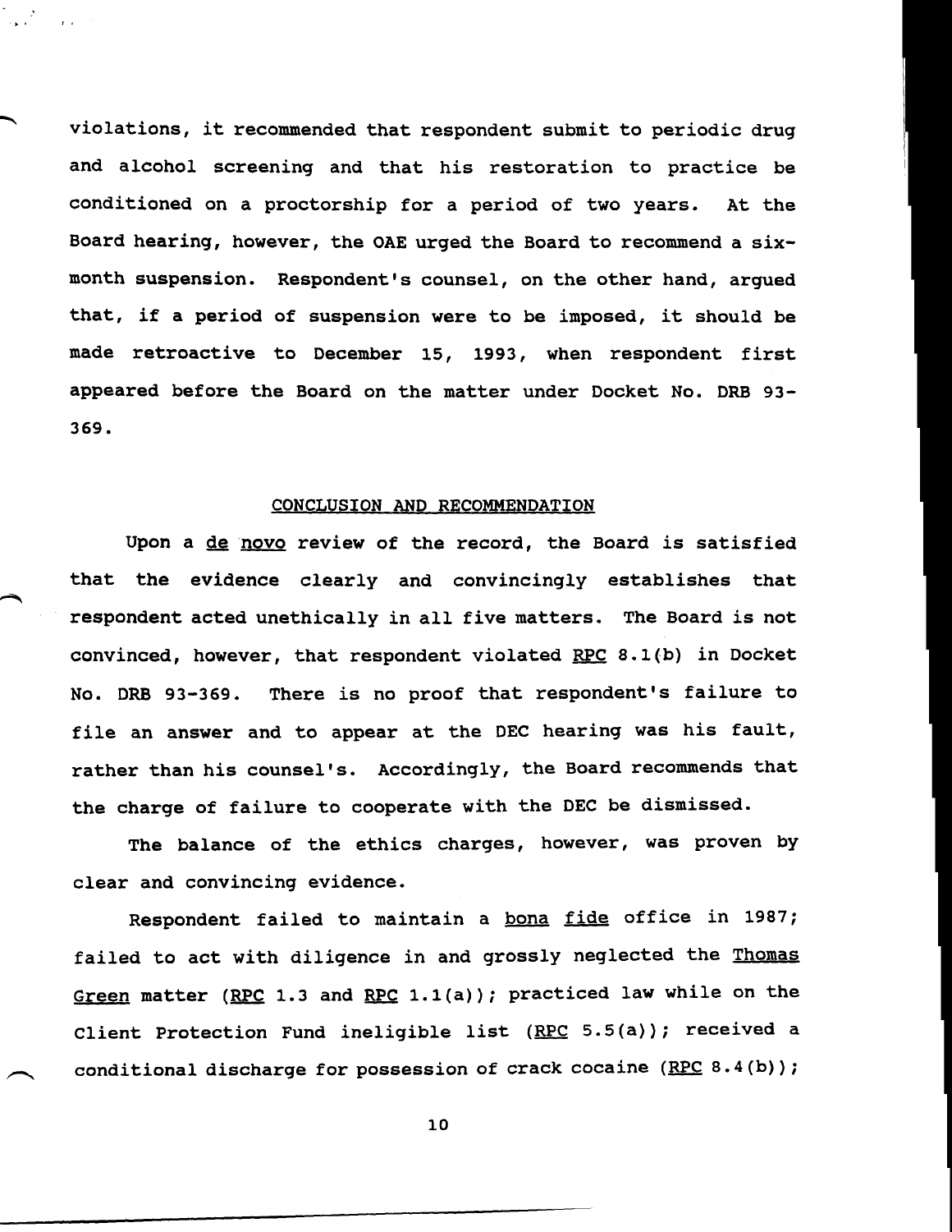violations, it recommended that respondent submit to periodic drug and alcohol screening and that his restoration to practice be conditioned on a proctorship for a period of two years. At the Board hearing, however, the OAE urged the Board to recommend a six-month suspension. Respondent's counsel, on the other hand, argued that, if a period of suspension were to be imposed, it should be made retroactive to December 15, 1993, when respondent first appeared before the Board on the matter under Docket No. DRB 93-369.

## CONCLUSION AND RECOMMENDATION

Upon a de novo review of the record, the Board is satisfied that the evidence clearly and convincingly establishes that respondent acted unethically in all five matters. The Board is not convinced, however, that respondent violated RPC 8.1(b) in Docket No. DRB 93-369. There is no proof that respondent's failure to file an answer and to appear at the DEC hearing was his fault, rather than his counsel's. Accordingly, the Board recommends that the charge of failure to cooperate with the DEC be dismissed.

The balance of the ethics charges, however, was proven by clear and convincing evidence.

Respondent failed to maintain a bona fide office in 1987; failed to act with diligence in and grossly neglected the Thomas Green matter (RPC 1.3 and RPC 1.1(a)); practiced law while on the Client Protection Fund ineligible list (RPC 5.5(a)); received a conditional discharge for possession of crack cocaine (RPC 8.4(b));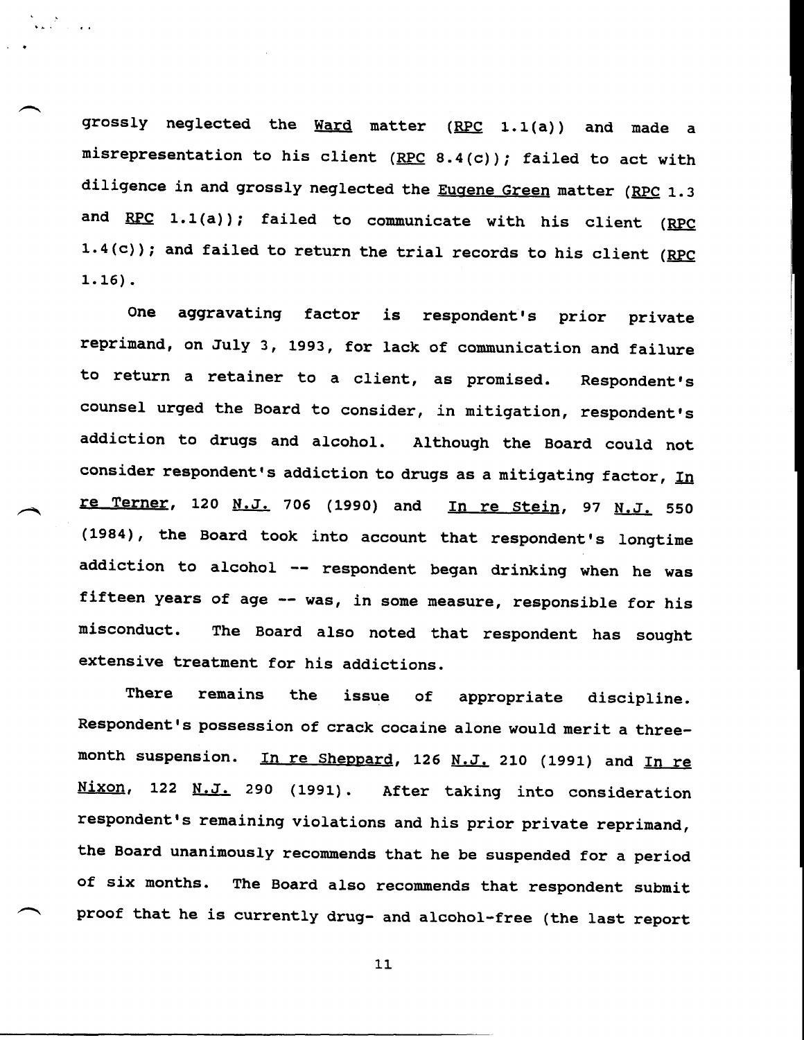grossly neglected the Ward matter (RPC 1.1(a)) and made a misrepresentation to his client (RPC 8.4(c)); failed to act with diligence in and grossly neglected the Eugene Green matter (RPC 1.3 and RPC 1.1(a)); failed to communicate with his client (RPC 1.4(c)); and failed to return the trial records to his client (RPC 1.16).

One aggravating factor is respondent's prior private reprimand, on July 3, 1993, for lack of communication and failure to return a retainer to a client, as promised. Respondent's counsel urged the Board to consider, in mitigation, respondent's addiction to drugs and alcohol. Although the Board could not consider respondent's addiction to drugs as a mitigating factor, In re Terner, 120 N.J. 706 (1990) and In re Stein, 97 N.J. 550 (1984), the Board took into account that respondent's longtime addiction to alcohol -- respondent began drinking when he was fifteen years of age -- was, in some measure, responsible for his misconduct. The Board also noted that respondent has sought extensive treatment for his addictions.

There remains the issue of appropriate discipline. Respondent's possession of crack cocaine alone would merit a three-month suspension. In re Sheppard, 126 N.J. 210 (1991) and In re Nixon, 122 N.J. 290 (1991). After taking into consideration respondent's remaining violations and his prior private reprimand, the Board unanimously recommends that he be suspended for a period of six months. The Board also recommends that respondent submit proof that he is currently drug- and alcohol-free (the last report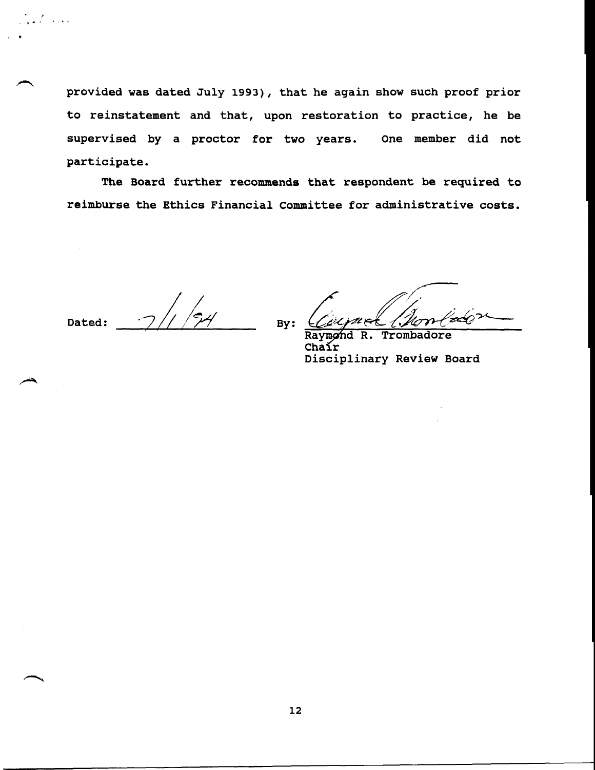provided was dated July 1993), that he again show such proof prior to reinstatement and that, upon restoration to practice, he be supervised by a proctor for two years. One member did not participate.

The Board further recommends that respondent be required to reimburse the Ethics Financial Committee for administrative costs.

Dated: 7/1/94

By: Raymond R. Trombadore
Chair
Disciplinary Review Board